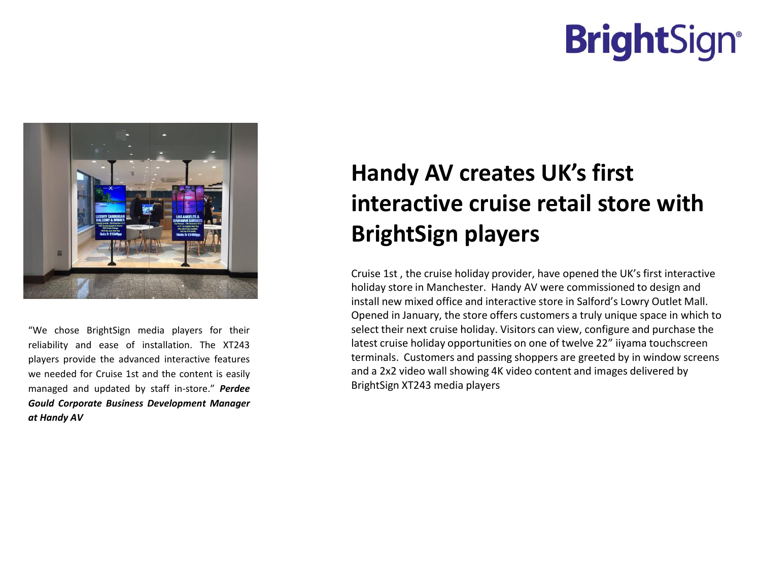BrightSign®

# Handy AV creates UK's first interactive cruise retail store with BrightSign players

Cruise 1st , the cruise holiday provider, have opened the UK's first interactive holiday store in Manchester. Handy AV were commissioned to design and install new mixed office and interactive store in Salford's Lowry Outlet Mall. Opened in January, the store offers customers a truly unique space in which to select their next cruise holiday. Visitors can view, configure and purchase the latest cruise holiday opportunities on one of twelve 22" iiyama touchscreen terminals. Customers and passing shoppers are greeted by in window screens and a 2x2 video wall showing 4K video content and images delivered by BrightSign XT243 media players

"We chose BrightSign media players for their reliability and ease of installation. The XT243 players provide the advanced interactive features we needed for Cruise 1st and the content is easily managed and updated by staff in-store." ***Perdee Gould Corporate Business Development Manager at Handy AV***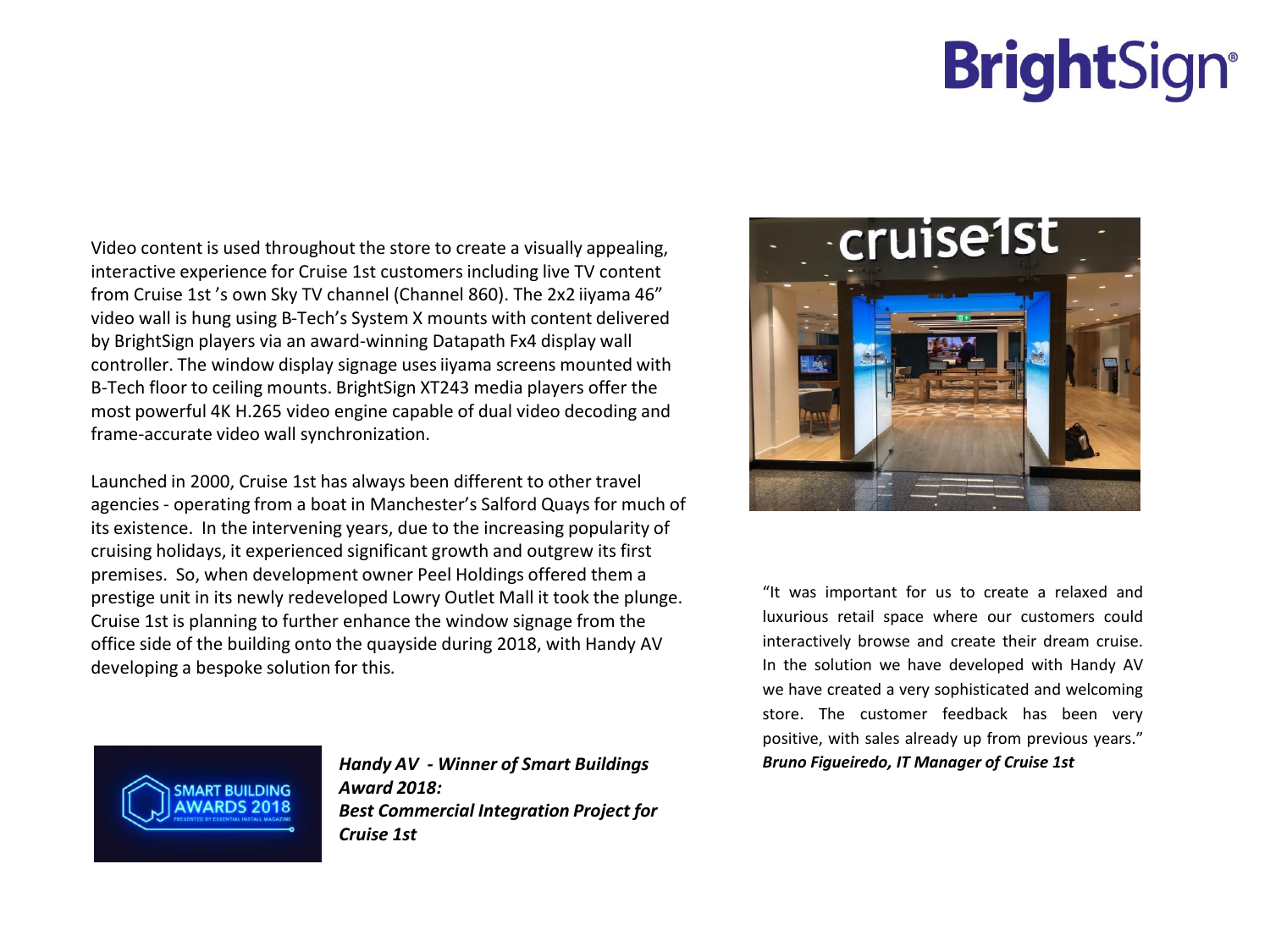Video content is used throughout the store to create a visually appealing, interactive experience for Cruise 1st customers including live TV content from Cruise 1st 's own Sky TV channel (Channel 860). The 2x2 iiyama 46" video wall is hung using B-Tech's System X mounts with content delivered by BrightSign players via an award-winning Datapath Fx4 display wall controller. The window display signage uses iiyama screens mounted with B-Tech floor to ceiling mounts. BrightSign XT243 media players offer the most powerful 4K H.265 video engine capable of dual video decoding and frame-accurate video wall synchronization.

Launched in 2000, Cruise 1st has always been different to other travel agencies - operating from a boat in Manchester's Salford Quays for much of its existence. In the intervening years, due to the increasing popularity of cruising holidays, it experienced significant growth and outgrew its first premises. So, when development owner Peel Holdings offered them a prestige unit in its newly redeveloped Lowry Outlet Mall it took the plunge. Cruise 1st is planning to further enhance the window signage from the office side of the building onto the quayside during 2018, with Handy AV developing a bespoke solution for this.

"It was important for us to create a relaxed and luxurious retail space where our customers could interactively browse and create their dream cruise. In the solution we have developed with Handy AV we have created a very sophisticated and welcoming store. The customer feedback has been very positive, with sales already up from previous years."
***Bruno Figueiredo, IT Manager of Cruise 1st***

SMART BUILDING AWARDS 2018

***Handy AV - Winner of Smart Buildings Award 2018:***
***Best Commercial Integration Project for Cruise 1st***